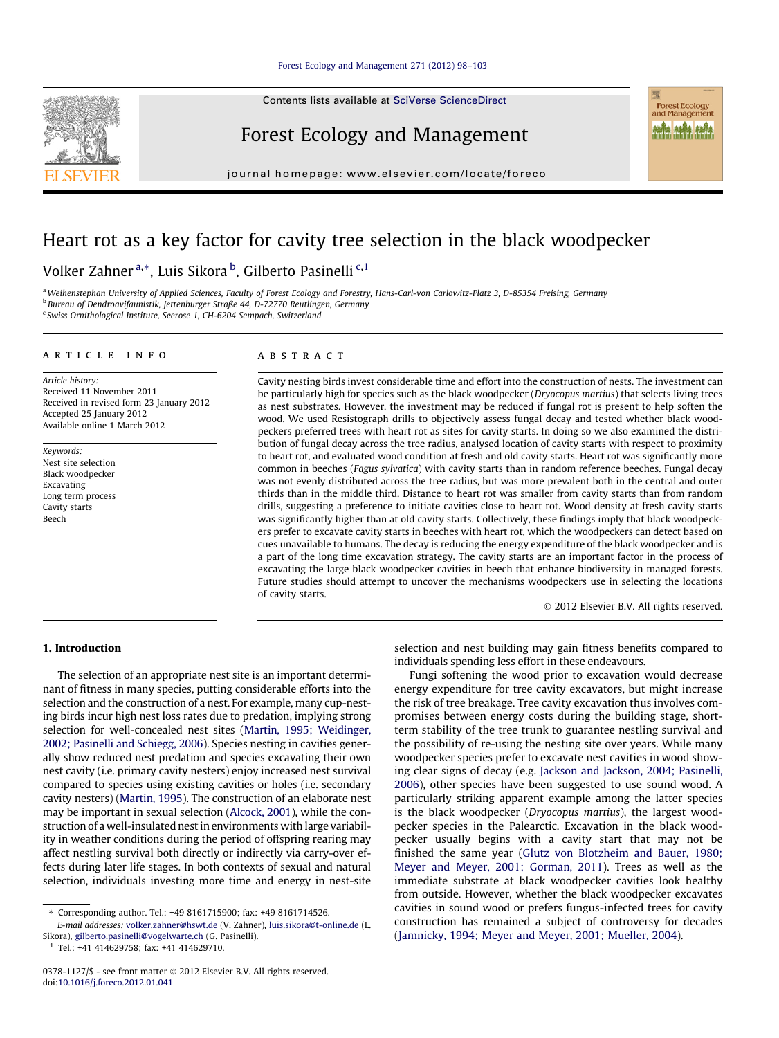Contents lists available at SciVerse ScienceDirect

# Forest Ecology and Management

journal homepage: www.elsevier.com/locate/foreco

# Heart rot as a key factor for cavity tree selection in the black woodpecker

Volker Zahner [a,*], Luis Sikora [b], Gilberto Pasinelli [c,1]

[a] Weihenstephan University of Applied Sciences, Faculty of Forest Ecology and Forestry, Hans-Carl-von Carlowitz-Platz 3, D-85354 Freising, Germany
[b] Bureau of Dendroavifaunistik, Jettenburger Straße 44, D-72770 Reutlingen, Germany
[c] Swiss Ornithological Institute, Seerose 1, CH-6204 Sempach, Switzerland

**ARTICLE INFO**

*Article history:*
Received 11 November 2011
Received in revised form 23 January 2012
Accepted 25 January 2012
Available online 1 March 2012

*Keywords:*
Nest site selection
Black woodpecker
Excavating
Long term process
Cavity starts
Beech

**ABSTRACT**

Cavity nesting birds invest considerable time and effort into the construction of nests. The investment can be particularly high for species such as the black woodpecker (*Dryocopus martius*) that selects living trees as nest substrates. However, the investment may be reduced if fungal rot is present to help soften the wood. We used Resistograph drills to objectively assess fungal decay and tested whether black woodpeckers preferred trees with heart rot as sites for cavity starts. In doing so we also examined the distribution of fungal decay across the tree radius, analysed location of cavity starts with respect to proximity to heart rot, and evaluated wood condition at fresh and old cavity starts. Heart rot was significantly more common in beeches (*Fagus sylvatica*) with cavity starts than in random reference beeches. Fungal decay was not evenly distributed across the tree radius, but was more prevalent both in the central and outer thirds than in the middle third. Distance to heart rot was smaller from cavity starts than from random drills, suggesting a preference to initiate cavities close to heart rot. Wood density at fresh cavity starts was significantly higher than at old cavity starts. Collectively, these findings imply that black woodpeckers prefer to excavate cavity starts in beeches with heart rot, which the woodpeckers can detect based on cues unavailable to humans. The decay is reducing the energy expenditure of the black woodpecker and is a part of the long time excavation strategy. The cavity starts are an important factor in the process of excavating the large black woodpecker cavities in beech that enhance biodiversity in managed forests. Future studies should attempt to uncover the mechanisms woodpeckers use in selecting the locations of cavity starts.

© 2012 Elsevier B.V. All rights reserved.

## 1. Introduction

The selection of an appropriate nest site is an important determinant of fitness in many species, putting considerable efforts into the selection and the construction of a nest. For example, many cup-nesting birds incur high nest loss rates due to predation, implying strong selection for well-concealed nest sites (Martin, 1995; Weidinger, 2002; Pasinelli and Schiegg, 2006). Species nesting in cavities generally show reduced nest predation and species excavating their own nest cavity (i.e. primary cavity nesters) enjoy increased nest survival compared to species using existing cavities or holes (i.e. secondary cavity nesters) (Martin, 1995). The construction of an elaborate nest may be important in sexual selection (Alcock, 2001), while the construction of a well-insulated nest in environments with large variability in weather conditions during the period of offspring rearing may affect nestling survival both directly or indirectly via carry-over effects during later life stages. In both contexts of sexual and natural selection, individuals investing more time and energy in nest-site selection and nest building may gain fitness benefits compared to individuals spending less effort in these endeavours.

Fungi softening the wood prior to excavation would decrease energy expenditure for tree cavity excavators, but might increase the risk of tree breakage. Tree cavity excavation thus involves compromises between energy costs during the building stage, short-term stability of the tree trunk to guarantee nestling survival and the possibility of re-using the nesting site over years. While many woodpecker species prefer to excavate nest cavities in wood showing clear signs of decay (e.g. Jackson and Jackson, 2004; Pasinelli, 2006), other species have been suggested to use sound wood. A particularly striking apparent example among the latter species is the black woodpecker (*Dryocopus martius*), the largest woodpecker species in the Palearctic. Excavation in the black woodpecker usually begins with a cavity start that may not be finished the same year (Glutz von Blotzheim and Bauer, 1980; Meyer and Meyer, 2001; Gorman, 2011). Trees as well as the immediate substrate at black woodpecker cavities look healthy from outside. However, whether the black woodpecker excavates cavities in sound wood or prefers fungus-infected trees for cavity construction has remained a subject of controversy for decades (Jamnicky, 1994; Meyer and Meyer, 2001; Mueller, 2004).

---

* Corresponding author. Tel.: +49 8161715900; fax: +49 8161714526.
E-mail addresses: volker.zahner@hswt.de (V. Zahner), luis.sikora@t-online.de (L. Sikora), gilberto.pasinelli@vogelwarte.ch (G. Pasinelli).
[1] Tel.: +41 414629758; fax: +41 414629710.

0378-1127/$ - see front matter © 2012 Elsevier B.V. All rights reserved.
doi:10.1016/j.foreco.2012.01.041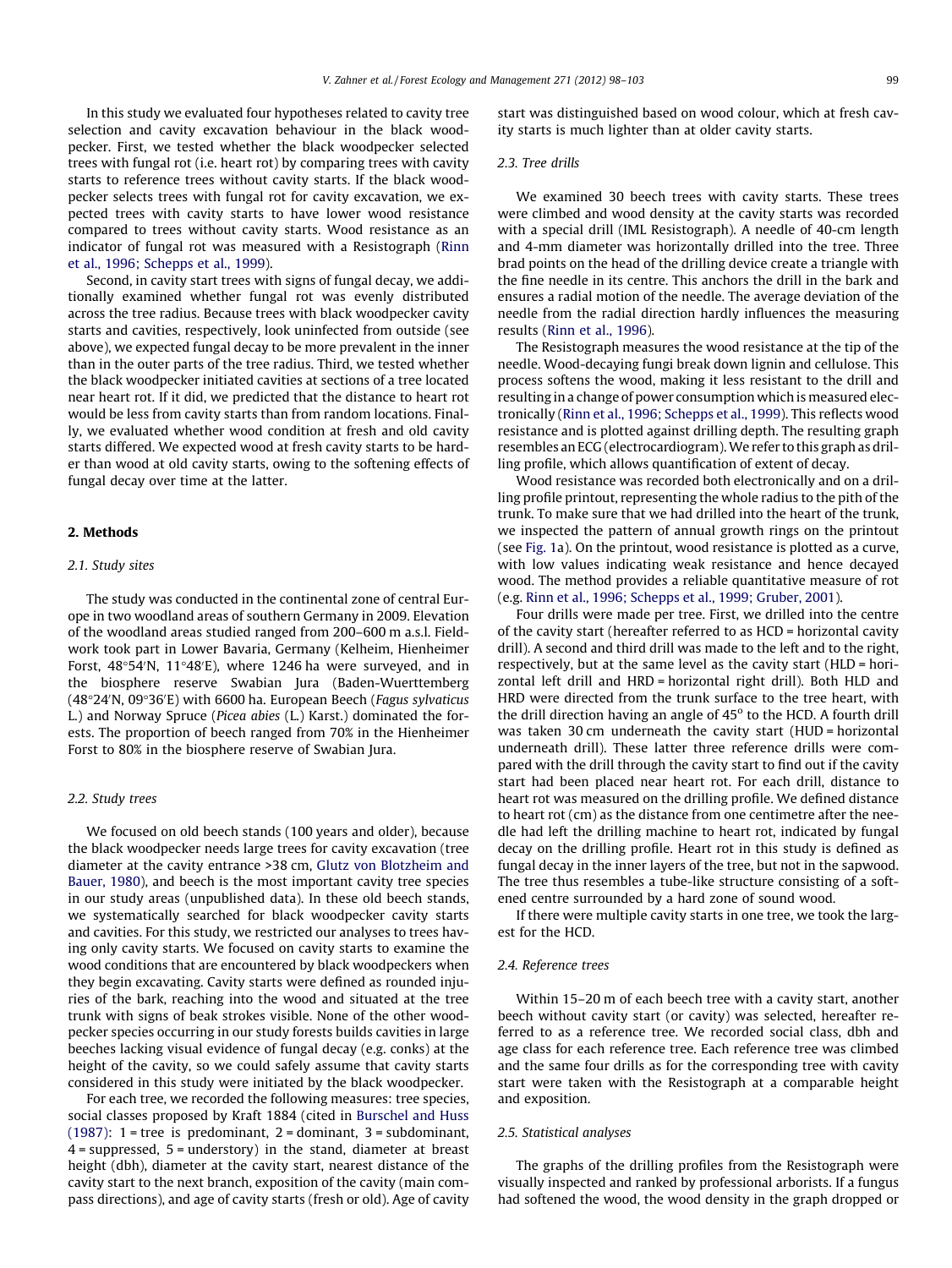In this study we evaluated four hypotheses related to cavity tree selection and cavity excavation behaviour in the black woodpecker. First, we tested whether the black woodpecker selected trees with fungal rot (i.e. heart rot) by comparing trees with cavity starts to reference trees without cavity starts. If the black woodpecker selects trees with fungal rot for cavity excavation, we expected trees with cavity starts to have lower wood resistance compared to trees without cavity starts. Wood resistance as an indicator of fungal rot was measured with a Resistograph (Rinn et al., 1996; Schepps et al., 1999).

Second, in cavity start trees with signs of fungal decay, we additionally examined whether fungal rot was evenly distributed across the tree radius. Because trees with black woodpecker cavity starts and cavities, respectively, look uninfected from outside (see above), we expected fungal decay to be more prevalent in the inner than in the outer parts of the tree radius. Third, we tested whether the black woodpecker initiated cavities at sections of a tree located near heart rot. If it did, we predicted that the distance to heart rot would be less from cavity starts than from random locations. Finally, we evaluated whether wood condition at fresh and old cavity starts differed. We expected wood at fresh cavity starts to be harder than wood at old cavity starts, owing to the softening effects of fungal decay over time at the latter.

## 2. Methods

### 2.1. Study sites

The study was conducted in the continental zone of central Europe in two woodland areas of southern Germany in 2009. Elevation of the woodland areas studied ranged from 200–600 m a.s.l. Fieldwork took part in Lower Bavaria, Germany (Kelheim, Hienheimer Forst, 48°54′N, 11°48′E), where 1246 ha were surveyed, and in the biosphere reserve Swabian Jura (Baden-Wuerttemberg (48°24′N, 09°36′E) with 6600 ha. European Beech (*Fagus sylvaticus* L.) and Norway Spruce (*Picea abies* (L.) Karst.) dominated the forests. The proportion of beech ranged from 70% in the Hienheimer Forst to 80% in the biosphere reserve of Swabian Jura.

### 2.2. Study trees

We focused on old beech stands (100 years and older), because the black woodpecker needs large trees for cavity excavation (tree diameter at the cavity entrance >38 cm, Glutz von Blotzheim and Bauer, 1980), and beech is the most important cavity tree species in our study areas (unpublished data). In these old beech stands, we systematically searched for black woodpecker cavity starts and cavities. For this study, we restricted our analyses to trees having only cavity starts. We focused on cavity starts to examine the wood conditions that are encountered by black woodpeckers when they begin excavating. Cavity starts were defined as rounded injuries of the bark, reaching into the wood and situated at the tree trunk with signs of beak strokes visible. None of the other woodpecker species occurring in our study forests builds cavities in large beeches lacking visual evidence of fungal decay (e.g. conks) at the height of the cavity, so we could safely assume that cavity starts considered in this study were initiated by the black woodpecker.

For each tree, we recorded the following measures: tree species, social classes proposed by Kraft 1884 (cited in Burschel and Huss (1987): 1 = tree is predominant, 2 = dominant, 3 = subdominant, 4 = suppressed, 5 = understory) in the stand, diameter at breast height (dbh), diameter at the cavity start, nearest distance of the cavity start to the next branch, exposition of the cavity (main compass directions), and age of cavity starts (fresh or old). Age of cavity start was distinguished based on wood colour, which at fresh cavity starts is much lighter than at older cavity starts.

### 2.3. Tree drills

We examined 30 beech trees with cavity starts. These trees were climbed and wood density at the cavity starts was recorded with a special drill (IML Resistograph). A needle of 40-cm length and 4-mm diameter was horizontally drilled into the tree. Three brad points on the head of the drilling device create a triangle with the fine needle in its centre. This anchors the drill in the bark and ensures a radial motion of the needle. The average deviation of the needle from the radial direction hardly influences the measuring results (Rinn et al., 1996).

The Resistograph measures the wood resistance at the tip of the needle. Wood-decaying fungi break down lignin and cellulose. This process softens the wood, making it less resistant to the drill and resulting in a change of power consumption which is measured electronically (Rinn et al., 1996; Schepps et al., 1999). This reflects wood resistance and is plotted against drilling depth. The resulting graph resembles an ECG (electrocardiogram). We refer to this graph as drilling profile, which allows quantification of extent of decay.

Wood resistance was recorded both electronically and on a drilling profile printout, representing the whole radius to the pith of the trunk. To make sure that we had drilled into the heart of the trunk, we inspected the pattern of annual growth rings on the printout (see Fig. 1a). On the printout, wood resistance is plotted as a curve, with low values indicating weak resistance and hence decayed wood. The method provides a reliable quantitative measure of rot (e.g. Rinn et al., 1996; Schepps et al., 1999; Gruber, 2001).

Four drills were made per tree. First, we drilled into the centre of the cavity start (hereafter referred to as HCD = horizontal cavity drill). A second and third drill was made to the left and to the right, respectively, but at the same level as the cavity start (HLD = horizontal left drill and HRD = horizontal right drill). Both HLD and HRD were directed from the trunk surface to the tree heart, with the drill direction having an angle of 45° to the HCD. A fourth drill was taken 30 cm underneath the cavity start (HUD = horizontal underneath drill). These latter three reference drills were compared with the drill through the cavity start to find out if the cavity start had been placed near heart rot. For each drill, distance to heart rot was measured on the drilling profile. We defined distance to heart rot (cm) as the distance from one centimetre after the needle had left the drilling machine to heart rot, indicated by fungal decay on the drilling profile. Heart rot in this study is defined as fungal decay in the inner layers of the tree, but not in the sapwood. The tree thus resembles a tube-like structure consisting of a softened centre surrounded by a hard zone of sound wood.

If there were multiple cavity starts in one tree, we took the largest for the HCD.

### 2.4. Reference trees

Within 15–20 m of each beech tree with a cavity start, another beech without cavity start (or cavity) was selected, hereafter referred to as a reference tree. We recorded social class, dbh and age class for each reference tree. Each reference tree was climbed and the same four drills as for the corresponding tree with cavity start were taken with the Resistograph at a comparable height and exposition.

### 2.5. Statistical analyses

The graphs of the drilling profiles from the Resistograph were visually inspected and ranked by professional arborists. If a fungus had softened the wood, the wood density in the graph dropped or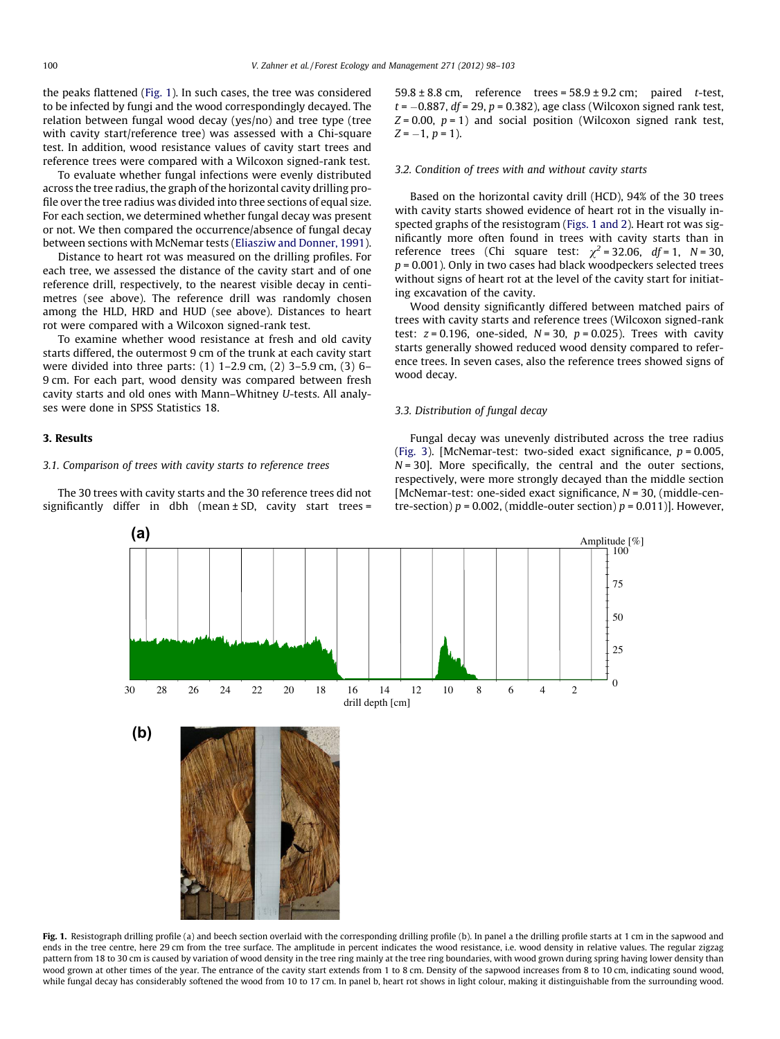the peaks flattened (Fig. 1). In such cases, the tree was considered to be infected by fungi and the wood correspondingly decayed. The relation between fungal wood decay (yes/no) and tree type (tree with cavity start/reference tree) was assessed with a Chi-square test. In addition, wood resistance values of cavity start trees and reference trees were compared with a Wilcoxon signed-rank test.

To evaluate whether fungal infections were evenly distributed across the tree radius, the graph of the horizontal cavity drilling profile over the tree radius was divided into three sections of equal size. For each section, we determined whether fungal decay was present or not. We then compared the occurrence/absence of fungal decay between sections with McNemar tests (Eliasziw and Donner, 1991).

Distance to heart rot was measured on the drilling profiles. For each tree, we assessed the distance of the cavity start and of one reference drill, respectively, to the nearest visible decay in centimetres (see above). The reference drill was randomly chosen among the HLD, HRD and HUD (see above). Distances to heart rot were compared with a Wilcoxon signed-rank test.

To examine whether wood resistance at fresh and old cavity starts differed, the outermost 9 cm of the trunk at each cavity start were divided into three parts: (1) 1–2.9 cm, (2) 3–5.9 cm, (3) 6–9 cm. For each part, wood density was compared between fresh cavity starts and old ones with Mann–Whitney *U*-tests. All analyses were done in SPSS Statistics 18.

## 3. Results

### 3.1. Comparison of trees with cavity starts to reference trees

The 30 trees with cavity starts and the 30 reference trees did not significantly differ in dbh (mean ± SD, cavity start trees = 59.8 ± 8.8 cm, reference trees = 58.9 ± 9.2 cm; paired *t*-test, $t = -0.887$, $df = 29$, $p = 0.382$), age class (Wilcoxon signed rank test, $Z = 0.00$, $p = 1$) and social position (Wilcoxon signed rank test, $Z = -1$, $p = 1$).

### 3.2. Condition of trees with and without cavity starts

Based on the horizontal cavity drill (HCD), 94% of the 30 trees with cavity starts showed evidence of heart rot in the visually inspected graphs of the resistogram (Figs. 1 and 2). Heart rot was significantly more often found in trees with cavity starts than in reference trees (Chi square test: $\chi^2 = 32.06$, $df = 1$, $N = 30$, $p = 0.001$). Only in two cases had black woodpeckers selected trees without signs of heart rot at the level of the cavity start for initiating excavation of the cavity.

Wood density significantly differed between matched pairs of trees with cavity starts and reference trees (Wilcoxon signed-rank test: $z = 0.196$, one-sided, $N = 30$, $p = 0.025$). Trees with cavity starts generally showed reduced wood density compared to reference trees. In seven cases, also the reference trees showed signs of wood decay.

### 3.3. Distribution of fungal decay

Fungal decay was unevenly distributed across the tree radius (Fig. 3). [McNemar-test: two-sided exact significance, $p = 0.005$, $N = 30$]. More specifically, the central and the outer sections, respectively, were more strongly decayed than the middle section [McNemar-test: one-sided exact significance, $N = 30$, (middle-centre-section) $p = 0.002$, (middle-outer section) $p = 0.011$)]. However,

**Fig. 1.** Resistograph drilling profile (a) and beech section overlaid with the corresponding drilling profile (b). In panel a the drilling profile starts at 1 cm in the sapwood and ends in the tree centre, here 29 cm from the tree surface. The amplitude in percent indicates the wood resistance, i.e. wood density in relative values. The regular zigzag pattern from 18 to 30 cm is caused by variation of wood density in the tree ring mainly at the tree ring boundaries, with wood grown during spring having lower density than wood grown at other times of the year. The entrance of the cavity start extends from 1 to 8 cm. Density of the sapwood increases from 8 to 10 cm, indicating sound wood, while fungal decay has considerably softened the wood from 10 to 17 cm. In panel b, heart rot shows in light colour, making it distinguishable from the surrounding wood.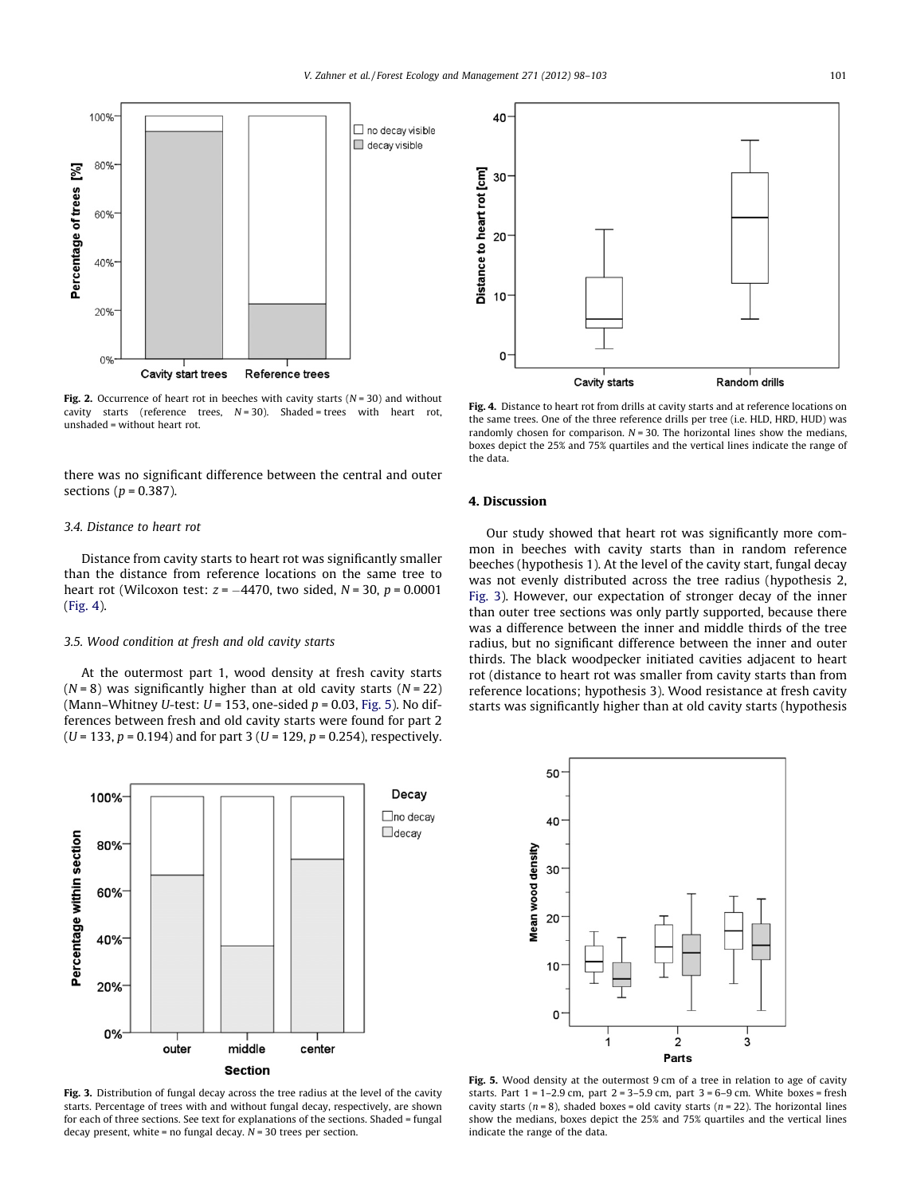Fig. 2. Occurrence of heart rot in beeches with cavity starts ($N = 30$) and without cavity starts (reference trees, $N = 30$). Shaded = trees with heart rot, unshaded = without heart rot.

there was no significant difference between the central and outer sections ($p = 0.387$).

### 3.4. Distance to heart rot

Distance from cavity starts to heart rot was significantly smaller than the distance from reference locations on the same tree to heart rot (Wilcoxon test: $z = -4470$, two sided, $N = 30$, $p = 0.0001$ (Fig. 4).

### 3.5. Wood condition at fresh and old cavity starts

At the outermost part 1, wood density at fresh cavity starts ($N = 8$) was significantly higher than at old cavity starts ($N = 22$) (Mann–Whitney $U$-test: $U = 153$, one-sided $p = 0.03$, Fig. 5). No differences between fresh and old cavity starts were found for part 2 ($U = 133$, $p = 0.194$) and for part 3 ($U = 129$, $p = 0.254$), respectively.

Fig. 3. Distribution of fungal decay across the tree radius at the level of the cavity starts. Percentage of trees with and without fungal decay, respectively, are shown for each of three sections. See text for explanations of the sections. Shaded = fungal decay present, white = no fungal decay. $N = 30$ trees per section.

Fig. 4. Distance to heart rot from drills at cavity starts and at reference locations on the same trees. One of the three reference drills per tree (i.e. HLD, HRD, HUD) was randomly chosen for comparison. $N = 30$. The horizontal lines show the medians, boxes depict the 25% and 75% quartiles and the vertical lines indicate the range of the data.

## 4. Discussion

Our study showed that heart rot was significantly more common in beeches with cavity starts than in random reference beeches (hypothesis 1). At the level of the cavity start, fungal decay was not evenly distributed across the tree radius (hypothesis 2, Fig. 3). However, our expectation of stronger decay of the inner than outer tree sections was only partly supported, because there was a difference between the inner and middle thirds of the tree radius, but no significant difference between the inner and outer thirds. The black woodpecker initiated cavities adjacent to heart rot (distance to heart rot was smaller from cavity starts than from reference locations; hypothesis 3). Wood resistance at fresh cavity starts was significantly higher than at old cavity starts (hypothesis

Fig. 5. Wood density at the outermost 9 cm of a tree in relation to age of cavity starts. Part 1 = 1–2.9 cm, part 2 = 3–5.9 cm, part 3 = 6–9 cm. White boxes = fresh cavity starts ($n = 8$), shaded boxes = old cavity starts ($n = 22$). The horizontal lines show the medians, boxes depict the 25% and 75% quartiles and the vertical lines indicate the range of the data.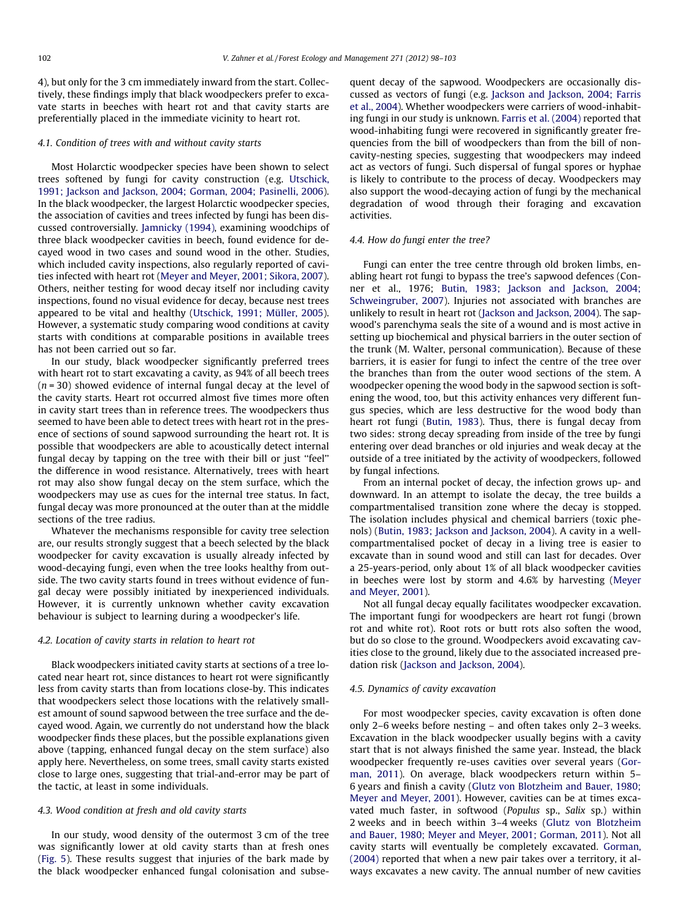4), but only for the 3 cm immediately inward from the start. Collectively, these findings imply that black woodpeckers prefer to excavate starts in beeches with heart rot and that cavity starts are preferentially placed in the immediate vicinity to heart rot.

### 4.1. Condition of trees with and without cavity starts

Most Holarctic woodpecker species have been shown to select trees softened by fungi for cavity construction (e.g. Utschick, 1991; Jackson and Jackson, 2004; Gorman, 2004; Pasinelli, 2006). In the black woodpecker, the largest Holarctic woodpecker species, the association of cavities and trees infected by fungi has been discussed controversially. Jamnicky (1994), examining woodchips of three black woodpecker cavities in beech, found evidence for decayed wood in two cases and sound wood in the other. Studies, which included cavity inspections, also regularly reported of cavities infected with heart rot (Meyer and Meyer, 2001; Sikora, 2007). Others, neither testing for wood decay itself nor including cavity inspections, found no visual evidence for decay, because nest trees appeared to be vital and healthy (Utschick, 1991; Müller, 2005). However, a systematic study comparing wood conditions at cavity starts with conditions at comparable positions in available trees has not been carried out so far.

In our study, black woodpecker significantly preferred trees with heart rot to start excavating a cavity, as 94% of all beech trees ($n = 30$) showed evidence of internal fungal decay at the level of the cavity starts. Heart rot occurred almost five times more often in cavity start trees than in reference trees. The woodpeckers thus seemed to have been able to detect trees with heart rot in the presence of sections of sound sapwood surrounding the heart rot. It is possible that woodpeckers are able to acoustically detect internal fungal decay by tapping on the tree with their bill or just "feel" the difference in wood resistance. Alternatively, trees with heart rot may also show fungal decay on the stem surface, which the woodpeckers may use as cues for the internal tree status. In fact, fungal decay was more pronounced at the outer than at the middle sections of the tree radius.

Whatever the mechanisms responsible for cavity tree selection are, our results strongly suggest that a beech selected by the black woodpecker for cavity excavation is usually already infected by wood-decaying fungi, even when the tree looks healthy from outside. The two cavity starts found in trees without evidence of fungal decay were possibly initiated by inexperienced individuals. However, it is currently unknown whether cavity excavation behaviour is subject to learning during a woodpecker's life.

### 4.2. Location of cavity starts in relation to heart rot

Black woodpeckers initiated cavity starts at sections of a tree located near heart rot, since distances to heart rot were significantly less from cavity starts than from locations close-by. This indicates that woodpeckers select those locations with the relatively smallest amount of sound sapwood between the tree surface and the decayed wood. Again, we currently do not understand how the black woodpecker finds these places, but the possible explanations given above (tapping, enhanced fungal decay on the stem surface) also apply here. Nevertheless, on some trees, small cavity starts existed close to large ones, suggesting that trial-and-error may be part of the tactic, at least in some individuals.

### 4.3. Wood condition at fresh and old cavity starts

In our study, wood density of the outermost 3 cm of the tree was significantly lower at old cavity starts than at fresh ones (Fig. 5). These results suggest that injuries of the bark made by the black woodpecker enhanced fungal colonisation and subsequent decay of the sapwood. Woodpeckers are occasionally discussed as vectors of fungi (e.g. Jackson and Jackson, 2004; Farris et al., 2004). Whether woodpeckers were carriers of wood-inhabiting fungi in our study is unknown. Farris et al. (2004) reported that wood-inhabiting fungi were recovered in significantly greater frequencies from the bill of woodpeckers than from the bill of non-cavity-nesting species, suggesting that woodpeckers may indeed act as vectors of fungi. Such dispersal of fungal spores or hyphae is likely to contribute to the process of decay. Woodpeckers may also support the wood-decaying action of fungi by the mechanical degradation of wood through their foraging and excavation activities.

### 4.4. How do fungi enter the tree?

Fungi can enter the tree centre through old broken limbs, enabling heart rot fungi to bypass the tree's sapwood defences (Conner et al., 1976; Butin, 1983; Jackson and Jackson, 2004; Schweingruber, 2007). Injuries not associated with branches are unlikely to result in heart rot (Jackson and Jackson, 2004). The sapwood's parenchyma seals the site of a wound and is most active in setting up biochemical and physical barriers in the outer section of the trunk (M. Walter, personal communication). Because of these barriers, it is easier for fungi to infect the centre of the tree over the branches than from the outer wood sections of the stem. A woodpecker opening the wood body in the sapwood section is softening the wood, too, but this activity enhances very different fungus species, which are less destructive for the wood body than heart rot fungi (Butin, 1983). Thus, there is fungal decay from two sides: strong decay spreading from inside of the tree by fungi entering over dead branches or old injuries and weak decay at the outside of a tree initiated by the activity of woodpeckers, followed by fungal infections.

From an internal pocket of decay, the infection grows up- and downward. In an attempt to isolate the decay, the tree builds a compartmentalised transition zone where the decay is stopped. The isolation includes physical and chemical barriers (toxic phenols) (Butin, 1983; Jackson and Jackson, 2004). A cavity in a well-compartmentalised pocket of decay in a living tree is easier to excavate than in sound wood and still can last for decades. Over a 25-years-period, only about 1% of all black woodpecker cavities in beeches were lost by storm and 4.6% by harvesting (Meyer and Meyer, 2001).

Not all fungal decay equally facilitates woodpecker excavation. The important fungi for woodpeckers are heart rot fungi (brown rot and white rot). Root rots or butt rots also soften the wood, but do so close to the ground. Woodpeckers avoid excavating cavities close to the ground, likely due to the associated increased predation risk (Jackson and Jackson, 2004).

### 4.5. Dynamics of cavity excavation

For most woodpecker species, cavity excavation is often done only 2–6 weeks before nesting – and often takes only 2–3 weeks. Excavation in the black woodpecker usually begins with a cavity start that is not always finished the same year. Instead, the black woodpecker frequently re-uses cavities over several years (Gorman, 2011). On average, black woodpeckers return within 5–6 years and finish a cavity (Glutz von Blotzheim and Bauer, 1980; Meyer and Meyer, 2001). However, cavities can be at times excavated much faster, in softwood (*Populus* sp., *Salix* sp.) within 2 weeks and in beech within 3–4 weeks (Glutz von Blotzheim and Bauer, 1980; Meyer and Meyer, 2001; Gorman, 2011). Not all cavity starts will eventually be completely excavated. Gorman, (2004) reported that when a new pair takes over a territory, it always excavates a new cavity. The annual number of new cavities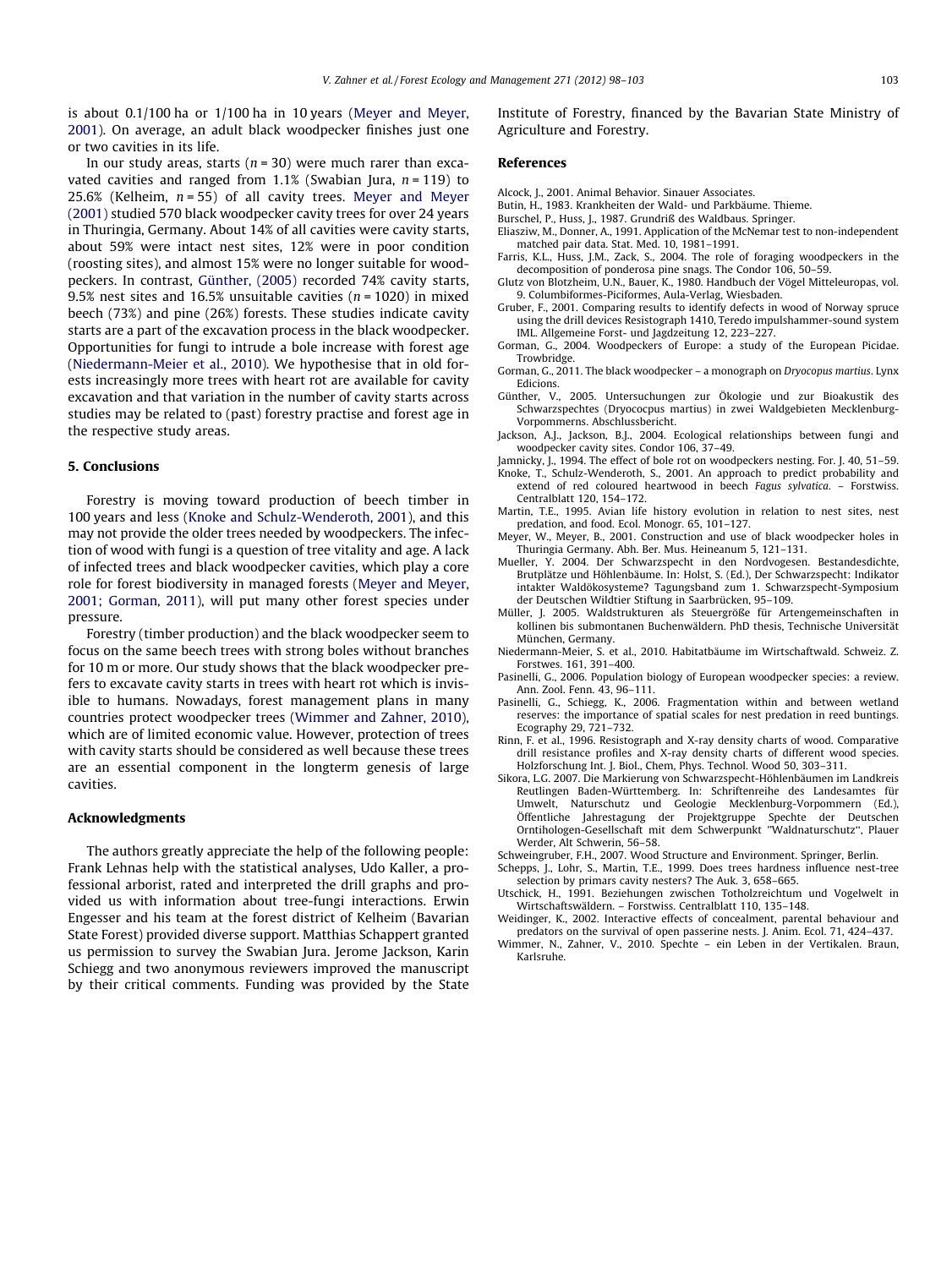is about 0.1/100 ha or 1/100 ha in 10 years (Meyer and Meyer, 2001). On average, an adult black woodpecker finishes just one or two cavities in its life.

In our study areas, starts ($n = 30$) were much rarer than excavated cavities and ranged from 1.1% (Swabian Jura, $n = 119$) to 25.6% (Kelheim, $n = 55$) of all cavity trees. Meyer and Meyer (2001) studied 570 black woodpecker cavity trees for over 24 years in Thuringia, Germany. About 14% of all cavities were cavity starts, about 59% were intact nest sites, 12% were in poor condition (roosting sites), and almost 15% were no longer suitable for woodpeckers. In contrast, Günther, (2005) recorded 74% cavity starts, 9.5% nest sites and 16.5% unsuitable cavities ($n = 1020$) in mixed beech (73%) and pine (26%) forests. These studies indicate cavity starts are a part of the excavation process in the black woodpecker. Opportunities for fungi to intrude a bole increase with forest age (Niedermann-Meier et al., 2010). We hypothesise that in old forests increasingly more trees with heart rot are available for cavity excavation and that variation in the number of cavity starts across studies may be related to (past) forestry practise and forest age in the respective study areas.

## 5. Conclusions

Forestry is moving toward production of beech timber in 100 years and less (Knoke and Schulz-Wenderoth, 2001), and this may not provide the older trees needed by woodpeckers. The infection of wood with fungi is a question of tree vitality and age. A lack of infected trees and black woodpecker cavities, which play a core role for forest biodiversity in managed forests (Meyer and Meyer, 2001; Gorman, 2011), will put many other forest species under pressure.

Forestry (timber production) and the black woodpecker seem to focus on the same beech trees with strong boles without branches for 10 m or more. Our study shows that the black woodpecker prefers to excavate cavity starts in trees with heart rot which is invisible to humans. Nowadays, forest management plans in many countries protect woodpecker trees (Wimmer and Zahner, 2010), which are of limited economic value. However, protection of trees with cavity starts should be considered as well because these trees are an essential component in the longterm genesis of large cavities.

## Acknowledgments

The authors greatly appreciate the help of the following people: Frank Lehnas help with the statistical analyses, Udo Kaller, a professional arborist, rated and interpreted the drill graphs and provided us with information about tree-fungi interactions. Erwin Engesser and his team at the forest district of Kelheim (Bavarian State Forest) provided diverse support. Matthias Schappert granted us permission to survey the Swabian Jura. Jerome Jackson, Karin Schiegg and two anonymous reviewers improved the manuscript by their critical comments. Funding was provided by the State Institute of Forestry, financed by the Bavarian State Ministry of Agriculture and Forestry.

## References

Alcock, J., 2001. Animal Behavior. Sinauer Associates.

Butin, H., 1983. Krankheiten der Wald- und Parkbäume. Thieme.

Burschel, P., Huss, J., 1987. Grundriß des Waldbaus. Springer.

Eliasziw, M., Donner, A., 1991. Application of the McNemar test to non-independent matched pair data. Stat. Med. 10, 1981–1991.

Farris, K.L., Huss, J.M., Zack, S., 2004. The role of foraging woodpeckers in the decomposition of ponderosa pine snags. The Condor 106, 50–59.

Glutz von Blotzheim, U.N., Bauer, K., 1980. Handbuch der Vögel Mitteleuropas, vol. 9. Columbiformes-Piciformes, Aula-Verlag, Wiesbaden.

Gruber, F., 2001. Comparing results to identify defects in wood of Norway spruce using the drill devices Resistograph 1410, Teredo impulshammer-sound system IML. Allgemeine Forst- und Jagdzeitung 12, 223–227.

Gorman, G., 2004. Woodpeckers of Europe: a study of the European Picidae. Trowbridge.

Gorman, G., 2011. The black woodpecker – a monograph on *Dryocopus martius*. Lynx Edicions.

Günther, V., 2005. Untersuchungen zur Ökologie und zur Bioakustik des Schwarzspechtes (Dryocopus martius) in zwei Waldgebieten Mecklenburg-Vorpommerns. Abschlussbericht.

Jackson, A.J., Jackson, B.J., 2004. Ecological relationships between fungi and woodpecker cavity sites. Condor 106, 37–49.

Jamnicky, J., 1994. The effect of bole rot on woodpeckers nesting. For. J. 40, 51–59.

Knoke, T., Schulz-Wenderoth, S., 2001. An approach to predict probability and extend of red coloured heartwood in beech *Fagus sylvatica*. – Forstwiss. Centralblatt 120, 154–172.

Martin, T.E., 1995. Avian life history evolution in relation to nest sites, nest predation, and food. Ecol. Monogr. 65, 101–127.

Meyer, W., Meyer, B., 2001. Construction and use of black woodpecker holes in Thuringia Germany. Abh. Ber. Mus. Heineanum 5, 121–131.

Mueller, Y. 2004. Der Schwarzspecht in den Nordvogesen. Bestandesdichte, Brutplätze und Höhlenbäume. In: Holst, S. (Ed.), Der Schwarzspecht: Indikator intakter Waldökosysteme? Tagungsband zum 1. Schwarzspecht-Symposium der Deutschen Wildtier Stiftung in Saarbrücken, 95–109.

Müller, J. 2005. Waldstrukturen als Steuergröße für Artengemeinschaften in kollinen bis submontanen Buchenwäldern. PhD thesis, Technische Universität München, Germany.

Niedermann-Meier, S. et al., 2010. Habitatbäume im Wirtschaftwald. Schweiz. Z. Forstwes. 161, 391–400.

Pasinelli, G., 2006. Population biology of European woodpecker species: a review. Ann. Zool. Fenn. 43, 96–111.

Pasinelli, G., Schiegg, K., 2006. Fragmentation within and between wetland reserves: the importance of spatial scales for nest predation in reed buntings. Ecography 29, 721–732.

Rinn, F. et al., 1996. Resistograph and X-ray density charts of wood. Comparative drill resistance profiles and X-ray density charts of different wood species. Holzforschung Int. J. Biol., Chem, Phys. Technol. Wood 50, 303–311.

Sikora, L.G. 2007. Die Markierung von Schwarzspecht-Höhlenbäumen im Landkreis Reutlingen Baden-Württemberg. In: Schriftenreihe des Landesamtes für Umwelt, Naturschutz und Geologie Mecklenburg-Vorpommern (Ed.), Öffentliche Jahrestagung der Projektgruppe Spechte der Deutschen Orntihologen-Gesellschaft mit dem Schwerpunkt "Waldnaturschutz", Plauer Werder, Alt Schwerin, 56–58.

Schweingruber, F.H., 2007. Wood Structure and Environment. Springer, Berlin.

Schepps, J., Lohr, S., Martin, T.E., 1999. Does trees hardness influence nest-tree selection by primars cavity nesters? The Auk. 3, 658–665.

Utschick, H., 1991. Beziehungen zwischen Totholzreichtum und Vogelwelt in Wirtschaftswäldern. – Forstwiss. Centralblatt 110, 135–148.

Weidinger, K., 2002. Interactive effects of concealment, parental behaviour and predators on the survival of open passerine nests. J. Anim. Ecol. 71, 424–437.

Wimmer, N., Zahner, V., 2010. Spechte – ein Leben in der Vertikalen. Braun, Karlsruhe.